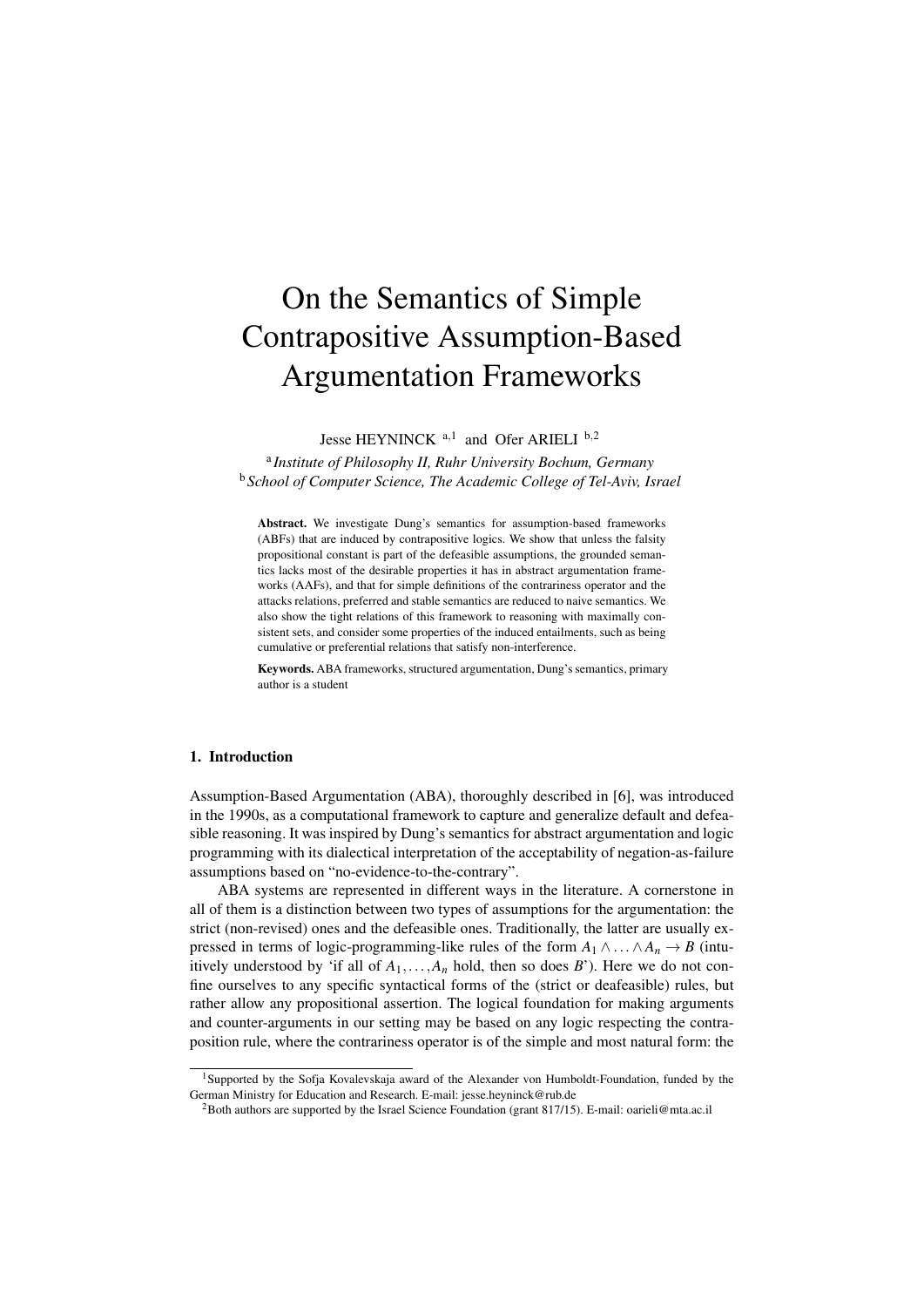# On the Semantics of Simple Contrapositive Assumption-Based Argumentation Frameworks

Jesse HEYNINCK [a,1] and Ofer ARIELI [b,2]

[a] *Institute of Philosophy II, Ruhr University Bochum, Germany*
[b] *School of Computer Science, The Academic College of Tel-Aviv, Israel*

**Abstract.** We investigate Dung's semantics for assumption-based frameworks (ABFs) that are induced by contrapositive logics. We show that unless the falsity propositional constant is part of the defeasible assumptions, the grounded semantics lacks most of the desirable properties it has in abstract argumentation frameworks (AAFs), and that for simple definitions of the contrariness operator and the attacks relations, preferred and stable semantics are reduced to naive semantics. We also show the tight relations of this framework to reasoning with maximally consistent sets, and consider some properties of the induced entailments, such as being cumulative or preferential relations that satisfy non-interference.

**Keywords.** ABA frameworks, structured argumentation, Dung's semantics, primary author is a student

## 1. Introduction

Assumption-Based Argumentation (ABA), thoroughly described in [6], was introduced in the 1990s, as a computational framework to capture and generalize default and defeasible reasoning. It was inspired by Dung's semantics for abstract argumentation and logic programming with its dialectical interpretation of the acceptability of negation-as-failure assumptions based on "no-evidence-to-the-contrary".

ABA systems are represented in different ways in the literature. A cornerstone in all of them is a distinction between two types of assumptions for the argumentation: the strict (non-revised) ones and the defeasible ones. Traditionally, the latter are usually expressed in terms of logic-programming-like rules of the form $A_1 \wedge \ldots \wedge A_n \rightarrow B$ (intuitively understood by 'if all of $A_1, \ldots, A_n$ hold, then so does $B$'). Here we do not confine ourselves to any specific syntactical forms of the (strict or deafeasible) rules, but rather allow any propositional assertion. The logical foundation for making arguments and counter-arguments in our setting may be based on any logic respecting the contraposition rule, where the contrariness operator is of the simple and most natural form: the

---

[1] Supported by the Sofja Kovalevskaja award of the Alexander von Humboldt-Foundation, funded by the German Ministry for Education and Research. E-mail: jesse.heyninck@rub.de

[2] Both authors are supported by the Israel Science Foundation (grant 817/15). E-mail: oarieli@mta.ac.il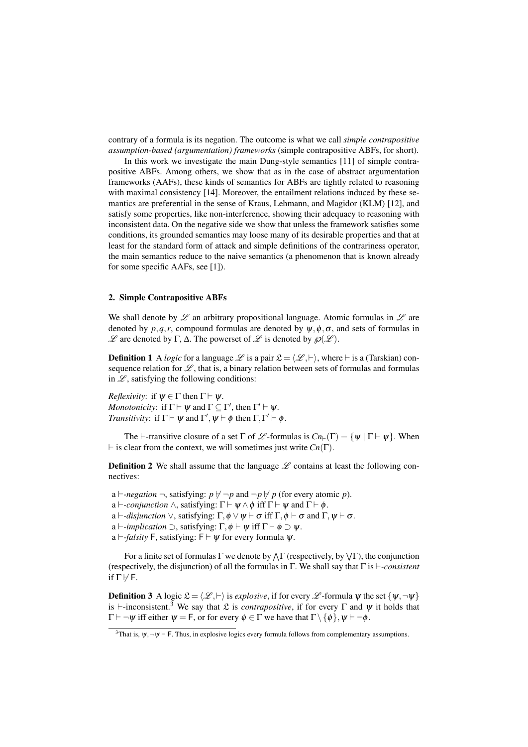contrary of a formula is its negation. The outcome is what we call *simple contrapositive assumption-based (argumentation) frameworks* (simple contrapositive ABFs, for short).

In this work we investigate the main Dung-style semantics [11] of simple contrapositive ABFs. Among others, we show that as in the case of abstract argumentation frameworks (AAFs), these kinds of semantics for ABFs are tightly related to reasoning with maximal consistency [14]. Moreover, the entailment relations induced by these semantics are preferential in the sense of Kraus, Lehmann, and Magidor (KLM) [12], and satisfy some properties, like non-interference, showing their adequacy to reasoning with inconsistent data. On the negative side we show that unless the framework satisfies some conditions, its grounded semantics may loose many of its desirable properties and that at least for the standard form of attack and simple definitions of the contrariness operator, the main semantics reduce to the naive semantics (a phenomenon that is known already for some specific AAFs, see [1]).

## 2. Simple Contrapositive ABFs

We shall denote by $\mathscr{L}$ an arbitrary propositional language. Atomic formulas in $\mathscr{L}$ are denoted by $p,q,r$, compound formulas are denoted by $\psi,\phi,\sigma$, and sets of formulas in $\mathscr{L}$ are denoted by $\Gamma$, $\Delta$. The powerset of $\mathscr{L}$ is denoted by $\wp(\mathscr{L})$.

**Definition 1** A *logic* for a language $\mathscr{L}$ is a pair $\mathfrak{L} = \langle \mathscr{L}, \vdash \rangle$, where $\vdash$ is a (Tarskian) consequence relation for $\mathscr{L}$, that is, a binary relation between sets of formulas and formulas in $\mathscr{L}$, satisfying the following conditions:

*Reflexivity*: if $\psi \in \Gamma$ then $\Gamma \vdash \psi$.
*Monotonicity*: if $\Gamma \vdash \psi$ and $\Gamma \subseteq \Gamma'$, then $\Gamma' \vdash \psi$.
*Transitivity*: if $\Gamma \vdash \psi$ and $\Gamma', \psi \vdash \phi$ then $\Gamma, \Gamma' \vdash \phi$.

The $\vdash$-transitive closure of a set $\Gamma$ of $\mathscr{L}$-formulas is $Cn_{\vdash}(\Gamma) = \{\psi \mid \Gamma \vdash \psi\}$. When $\vdash$ is clear from the context, we will sometimes just write $Cn(\Gamma)$.

**Definition 2** We shall assume that the language $\mathscr{L}$ contains at least the following connectives:

a $\vdash$-*negation* $\neg$, satisfying: $p \not\vdash \neg p$ and $\neg p \not\vdash p$ (for every atomic $p$).
a $\vdash$-*conjunction* $\wedge$, satisfying: $\Gamma \vdash \psi \wedge \phi$ iff $\Gamma \vdash \psi$ and $\Gamma \vdash \phi$.
a $\vdash$-*disjunction* $\vee$, satisfying: $\Gamma, \phi \vee \psi \vdash \sigma$ iff $\Gamma, \phi \vdash \sigma$ and $\Gamma, \psi \vdash \sigma$.
a $\vdash$-*implication* $\supset$, satisfying: $\Gamma, \phi \vdash \psi$ iff $\Gamma \vdash \phi \supset \psi$.
a $\vdash$-*falsity* $\mathsf{F}$, satisfying: $\mathsf{F} \vdash \psi$ for every formula $\psi$.

For a finite set of formulas $\Gamma$ we denote by $\bigwedge\Gamma$ (respectively, by $\bigvee\Gamma$), the conjunction (respectively, the disjunction) of all the formulas in $\Gamma$. We shall say that $\Gamma$ is $\vdash$-*consistent* if $\Gamma \not\vdash \mathsf{F}$.

**Definition 3** A logic $\mathfrak{L} = \langle \mathscr{L}, \vdash \rangle$ is *explosive*, if for every $\mathscr{L}$-formula $\psi$ the set $\{\psi, \neg\psi\}$ is $\vdash$-inconsistent.[3] We say that $\mathfrak{L}$ is *contrapositive*, if for every $\Gamma$ and $\psi$ it holds that $\Gamma \vdash \neg\psi$ iff either $\psi = \mathsf{F}$, or for every $\phi \in \Gamma$ we have that $\Gamma \setminus \{\phi\}, \psi \vdash \neg\phi$.

[3] That is, $\psi, \neg\psi \vdash \mathsf{F}$. Thus, in explosive logics every formula follows from complementary assumptions.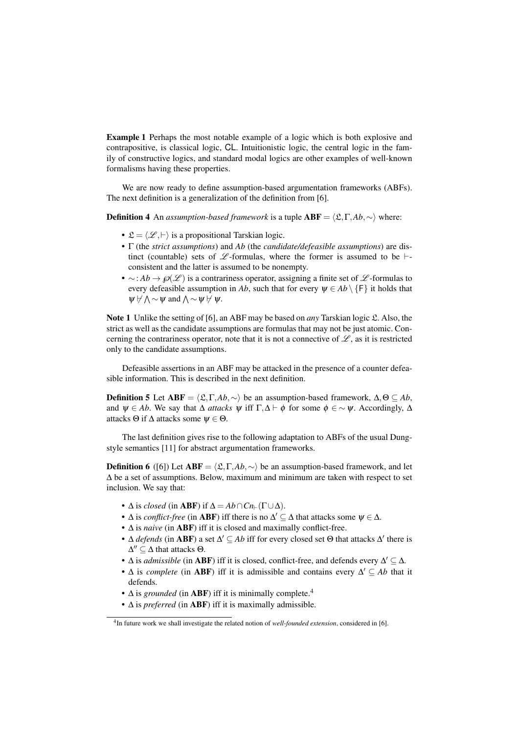**Example 1** Perhaps the most notable example of a logic which is both explosive and contrapositive, is classical logic, CL. Intuitionistic logic, the central logic in the family of constructive logics, and standard modal logics are other examples of well-known formalisms having these properties.

We are now ready to define assumption-based argumentation frameworks (ABFs). The next definition is a generalization of the definition from [6].

**Definition 4** An *assumption-based framework* is a tuple $\mathbf{ABF} = \langle \mathfrak{L}, \Gamma, Ab, \sim \rangle$ where:

- $\mathfrak{L} = \langle \mathscr{L}, \vdash \rangle$ is a propositional Tarskian logic.
- $\Gamma$ (the *strict assumptions*) and $Ab$ (the *candidate/defeasible assumptions*) are distinct (countable) sets of $\mathscr{L}$-formulas, where the former is assumed to be $\vdash$-consistent and the latter is assumed to be nonempty.
- $\sim : Ab \to \wp(\mathscr{L})$ is a contrariness operator, assigning a finite set of $\mathscr{L}$-formulas to every defeasible assumption in $Ab$, such that for every $\psi \in Ab \setminus \{\mathsf{F}\}$ it holds that $\psi \not\vdash \bigwedge \sim \psi$ and $\bigwedge \sim \psi \not\vdash \psi$.

**Note 1** Unlike the setting of [6], an ABF may be based on *any* Tarskian logic $\mathfrak{L}$. Also, the strict as well as the candidate assumptions are formulas that may not be just atomic. Concerning the contrariness operator, note that it is not a connective of $\mathscr{L}$, as it is restricted only to the candidate assumptions.

Defeasible assertions in an ABF may be attacked in the presence of a counter defeasible information. This is described in the next definition.

**Definition 5** Let $\mathbf{ABF} = \langle \mathfrak{L}, \Gamma, Ab, \sim \rangle$ be an assumption-based framework, $\Delta, \Theta \subseteq Ab$, and $\psi \in Ab$. We say that $\Delta$ *attacks* $\psi$ iff $\Gamma, \Delta \vdash \phi$ for some $\phi \in \sim \psi$. Accordingly, $\Delta$ attacks $\Theta$ if $\Delta$ attacks some $\psi \in \Theta$.

The last definition gives rise to the following adaptation to ABFs of the usual Dung-style semantics [11] for abstract argumentation frameworks.

**Definition 6** ([6]) Let $\mathbf{ABF} = \langle \mathfrak{L}, \Gamma, Ab, \sim \rangle$ be an assumption-based framework, and let $\Delta$ be a set of assumptions. Below, maximum and minimum are taken with respect to set inclusion. We say that:

- $\Delta$ is *closed* (in $\mathbf{ABF}$) if $\Delta = Ab \cap Cn_{\vdash}(\Gamma \cup \Delta)$.
- $\Delta$ is *conflict-free* (in $\mathbf{ABF}$) iff there is no $\Delta' \subseteq \Delta$ that attacks some $\psi \in \Delta$.
- $\Delta$ is *naive* (in $\mathbf{ABF}$) iff it is closed and maximally conflict-free.
- $\Delta$ *defends* (in $\mathbf{ABF}$) a set $\Delta' \subseteq Ab$ iff for every closed set $\Theta$ that attacks $\Delta'$ there is $\Delta'' \subseteq \Delta$ that attacks $\Theta$.
- $\Delta$ is *admissible* (in $\mathbf{ABF}$) iff it is closed, conflict-free, and defends every $\Delta' \subseteq \Delta$.
- $\Delta$ is *complete* (in $\mathbf{ABF}$) iff it is admissible and contains every $\Delta' \subseteq Ab$ that it defends.
- $\Delta$ is *grounded* (in $\mathbf{ABF}$) iff it is minimally complete.[4]
- $\Delta$ is *preferred* (in $\mathbf{ABF}$) iff it is maximally admissible.

[4] In future work we shall investigate the related notion of *well-founded extension*, considered in [6].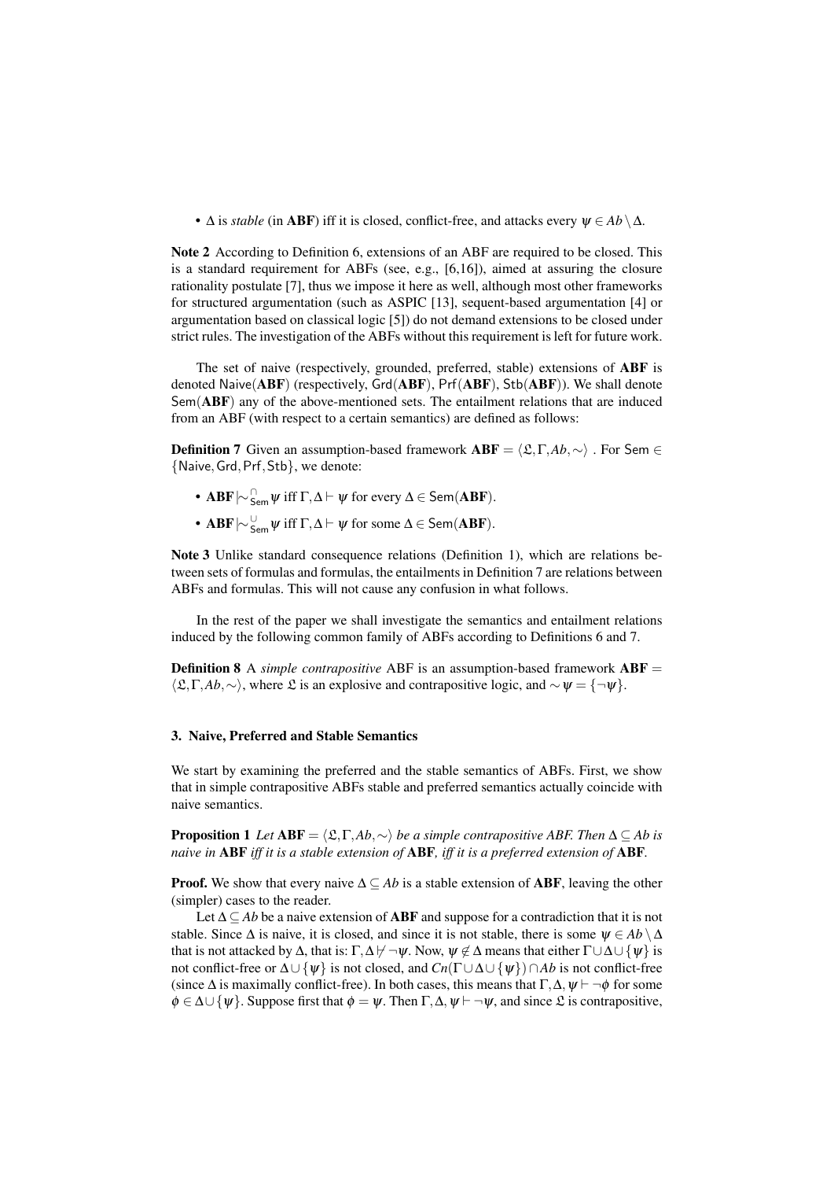- $\Delta$ is *stable* (in **ABF**) iff it is closed, conflict-free, and attacks every $\psi \in Ab \setminus \Delta$.

**Note 2** According to Definition 6, extensions of an ABF are required to be closed. This is a standard requirement for ABFs (see, e.g., [6,16]), aimed at assuring the closure rationality postulate [7], thus we impose it here as well, although most other frameworks for structured argumentation (such as ASPIC [13], sequent-based argumentation [4] or argumentation based on classical logic [5]) do not demand extensions to be closed under strict rules. The investigation of the ABFs without this requirement is left for future work.

The set of naive (respectively, grounded, preferred, stable) extensions of **ABF** is denoted $\mathsf{Naive}(\mathbf{ABF})$ (respectively, $\mathsf{Grd}(\mathbf{ABF})$, $\mathsf{Prf}(\mathbf{ABF})$, $\mathsf{Stb}(\mathbf{ABF})$). We shall denote $\mathsf{Sem}(\mathbf{ABF})$ any of the above-mentioned sets. The entailment relations that are induced from an ABF (with respect to a certain semantics) are defined as follows:

**Definition 7** Given an assumption-based framework $\mathbf{ABF} = \langle \mathfrak{L}, \Gamma, Ab, \sim \rangle$ . For $\mathsf{Sem} \in \{\mathsf{Naive}, \mathsf{Grd}, \mathsf{Prf}, \mathsf{Stb}\}$, we denote:

- $\mathbf{ABF} \mid\!\sim^{\cap}_{\mathsf{Sem}} \psi$ iff $\Gamma, \Delta \vdash \psi$ for every $\Delta \in \mathsf{Sem}(\mathbf{ABF})$.
- $\mathbf{ABF} \mid\!\sim^{\cup}_{\mathsf{Sem}} \psi$ iff $\Gamma, \Delta \vdash \psi$ for some $\Delta \in \mathsf{Sem}(\mathbf{ABF})$.

**Note 3** Unlike standard consequence relations (Definition 1), which are relations between sets of formulas and formulas, the entailments in Definition 7 are relations between ABFs and formulas. This will not cause any confusion in what follows.

In the rest of the paper we shall investigate the semantics and entailment relations induced by the following common family of ABFs according to Definitions 6 and 7.

**Definition 8** A *simple contrapositive* ABF is an assumption-based framework $\mathbf{ABF} = \langle \mathfrak{L}, \Gamma, Ab, \sim \rangle$, where $\mathfrak{L}$ is an explosive and contrapositive logic, and $\sim \psi = \{\neg \psi\}$.

## 3. Naive, Preferred and Stable Semantics

We start by examining the preferred and the stable semantics of ABFs. First, we show that in simple contrapositive ABFs stable and preferred semantics actually coincide with naive semantics.

**Proposition 1** *Let $\mathbf{ABF} = \langle \mathfrak{L}, \Gamma, Ab, \sim \rangle$ be a simple contrapositive ABF. Then $\Delta \subseteq Ab$ is naive in* **ABF** *iff it is a stable extension of* **ABF***, iff it is a preferred extension of* **ABF**.

**Proof.** We show that every naive $\Delta \subseteq Ab$ is a stable extension of **ABF**, leaving the other (simpler) cases to the reader.

Let $\Delta \subseteq Ab$ be a naive extension of **ABF** and suppose for a contradiction that it is not stable. Since $\Delta$ is naive, it is closed, and since it is not stable, there is some $\psi \in Ab \setminus \Delta$ that is not attacked by $\Delta$, that is: $\Gamma, \Delta \not\vdash \neg\psi$. Now, $\psi \notin \Delta$ means that either $\Gamma \cup \Delta \cup \{\psi\}$ is not conflict-free or $\Delta \cup \{\psi\}$ is not closed, and $Cn(\Gamma \cup \Delta \cup \{\psi\}) \cap Ab$ is not conflict-free (since $\Delta$ is maximally conflict-free). In both cases, this means that $\Gamma, \Delta, \psi \vdash \neg\phi$ for some $\phi \in \Delta \cup \{\psi\}$. Suppose first that $\phi = \psi$. Then $\Gamma, \Delta, \psi \vdash \neg\psi$, and since $\mathfrak{L}$ is contrapositive,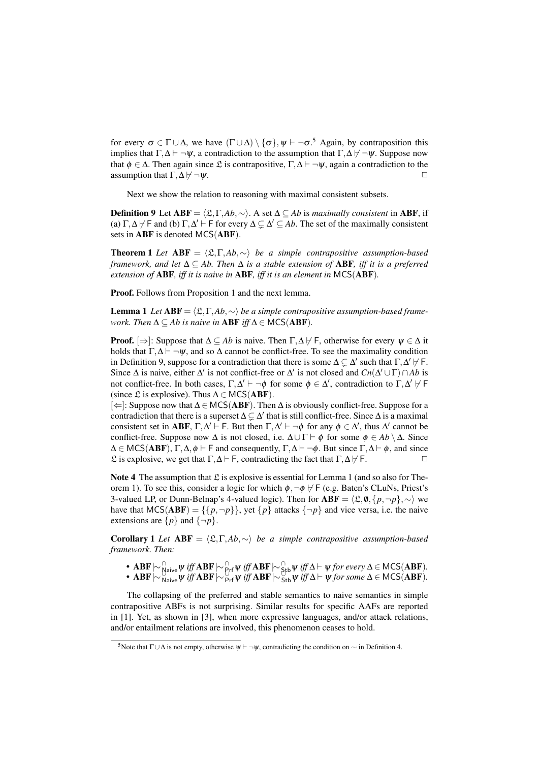for every $\sigma \in \Gamma \cup \Delta$, we have $(\Gamma \cup \Delta) \setminus \{\sigma\}, \psi \vdash \neg\sigma$.[5] Again, by contraposition this implies that $\Gamma, \Delta \vdash \neg\psi$, a contradiction to the assumption that $\Gamma, \Delta \nvdash \neg\psi$. Suppose now that $\phi \in \Delta$. Then again since $\mathfrak{L}$ is contrapositive, $\Gamma, \Delta \vdash \neg\psi$, again a contradiction to the assumption that $\Gamma, \Delta \nvdash \neg\psi$. □

Next we show the relation to reasoning with maximal consistent subsets.

**Definition 9** Let $\mathbf{ABF} = \langle \mathfrak{L}, \Gamma, Ab, \sim \rangle$. A set $\Delta \subseteq Ab$ is *maximally consistent* in $\mathbf{ABF}$, if (a) $\Gamma, \Delta \nvdash \mathsf{F}$ and (b) $\Gamma, \Delta' \vdash \mathsf{F}$ for every $\Delta \subsetneq \Delta' \subseteq Ab$. The set of the maximally consistent sets in $\mathbf{ABF}$ is denoted $\mathsf{MCS}(\mathbf{ABF})$.

**Theorem 1** *Let $\mathbf{ABF} = \langle \mathfrak{L}, \Gamma, Ab, \sim \rangle$ be a simple contrapositive assumption-based framework, and let $\Delta \subseteq Ab$. Then $\Delta$ is a stable extension of $\mathbf{ABF}$, iff it is a preferred extension of $\mathbf{ABF}$, iff it is naive in $\mathbf{ABF}$, iff it is an element in $\mathsf{MCS}(\mathbf{ABF})$.*

**Proof.** Follows from Proposition 1 and the next lemma.

**Lemma 1** *Let $\mathbf{ABF} = \langle \mathfrak{L}, \Gamma, Ab, \sim \rangle$ be a simple contrapositive assumption-based framework. Then $\Delta \subseteq Ab$ is naive in $\mathbf{ABF}$ iff $\Delta \in \mathsf{MCS}(\mathbf{ABF})$.*

**Proof.** [$\Rightarrow$]: Suppose that $\Delta \subseteq Ab$ is naive. Then $\Gamma, \Delta \nvdash \mathsf{F}$, otherwise for every $\psi \in \Delta$ it holds that $\Gamma, \Delta \vdash \neg\psi$, and so $\Delta$ cannot be conflict-free. To see the maximality condition in Definition 9, suppose for a contradiction that there is some $\Delta \subsetneq \Delta'$ such that $\Gamma, \Delta' \nvdash \mathsf{F}$. Since $\Delta$ is naive, either $\Delta'$ is not conflict-free or $\Delta'$ is not closed and $Cn(\Delta' \cup \Gamma) \cap Ab$ is not conflict-free. In both cases, $\Gamma, \Delta' \vdash \neg\phi$ for some $\phi \in \Delta'$, contradiction to $\Gamma, \Delta' \nvdash \mathsf{F}$ (since $\mathfrak{L}$ is explosive). Thus $\Delta \in \mathsf{MCS}(\mathbf{ABF})$.
[$\Leftarrow$]: Suppose now that $\Delta \in \mathsf{MCS}(\mathbf{ABF})$. Then $\Delta$ is obviously conflict-free. Suppose for a contradiction that there is a superset $\Delta \subsetneq \Delta'$ that is still conflict-free. Since $\Delta$ is a maximal consistent set in $\mathbf{ABF}$, $\Gamma, \Delta' \vdash \mathsf{F}$. But then $\Gamma, \Delta' \vdash \neg\phi$ for any $\phi \in \Delta'$, thus $\Delta'$ cannot be conflict-free. Suppose now $\Delta$ is not closed, i.e. $\Delta \cup \Gamma \vdash \phi$ for some $\phi \in Ab \setminus \Delta$. Since $\Delta \in \mathsf{MCS}(\mathbf{ABF})$, $\Gamma, \Delta, \phi \vdash \mathsf{F}$ and consequently, $\Gamma, \Delta \vdash \neg\phi$. But since $\Gamma, \Delta \vdash \phi$, and since $\mathfrak{L}$ is explosive, we get that $\Gamma, \Delta \vdash \mathsf{F}$, contradicting the fact that $\Gamma, \Delta \nvdash \mathsf{F}$. □

**Note 4** The assumption that $\mathfrak{L}$ is explosive is essential for Lemma 1 (and so also for Theorem 1). To see this, consider a logic for which $\phi, \neg\phi \nvdash \mathsf{F}$ (e.g. Baten's CLuNs, Priest's 3-valued LP, or Dunn-Belnap's 4-valued logic). Then for $\mathbf{ABF} = \langle \mathfrak{L}, \emptyset, \{p, \neg p\}, \sim \rangle$ we have that $\mathsf{MCS}(\mathbf{ABF}) = \{\{p, \neg p\}\}$, yet $\{p\}$ attacks $\{\neg p\}$ and vice versa, i.e. the naive extensions are $\{p\}$ and $\{\neg p\}$.

**Corollary 1** *Let $\mathbf{ABF} = \langle \mathfrak{L}, \Gamma, Ab, \sim \rangle$ be a simple contrapositive assumption-based framework. Then:*

- $\mathbf{ABF} \mid\!\sim^{\cap}_{\mathsf{Naive}} \psi$ *iff* $\mathbf{ABF} \mid\!\sim^{\cap}_{\mathsf{Prf}} \psi$ *iff* $\mathbf{ABF} \mid\!\sim^{\cap}_{\mathsf{Stb}} \psi$ *iff* $\Delta \vdash \psi$ *for every* $\Delta \in \mathsf{MCS}(\mathbf{ABF})$.
- $\mathbf{ABF} \mid\!\sim^{\cup}_{\mathsf{Naive}} \psi$ *iff* $\mathbf{ABF} \mid\!\sim^{\cup}_{\mathsf{Prf}} \psi$ *iff* $\mathbf{ABF} \mid\!\sim^{\cup}_{\mathsf{Stb}} \psi$ *iff* $\Delta \vdash \psi$ *for some* $\Delta \in \mathsf{MCS}(\mathbf{ABF})$.

The collapsing of the preferred and stable semantics to naive semantics in simple contrapositive ABFs is not surprising. Similar results for specific AAFs are reported in [1]. Yet, as shown in [3], when more expressive languages, and/or attack relations, and/or entailment relations are involved, this phenomenon ceases to hold.

[5] Note that $\Gamma \cup \Delta$ is not empty, otherwise $\psi \vdash \neg\psi$, contradicting the condition on $\sim$ in Definition 4.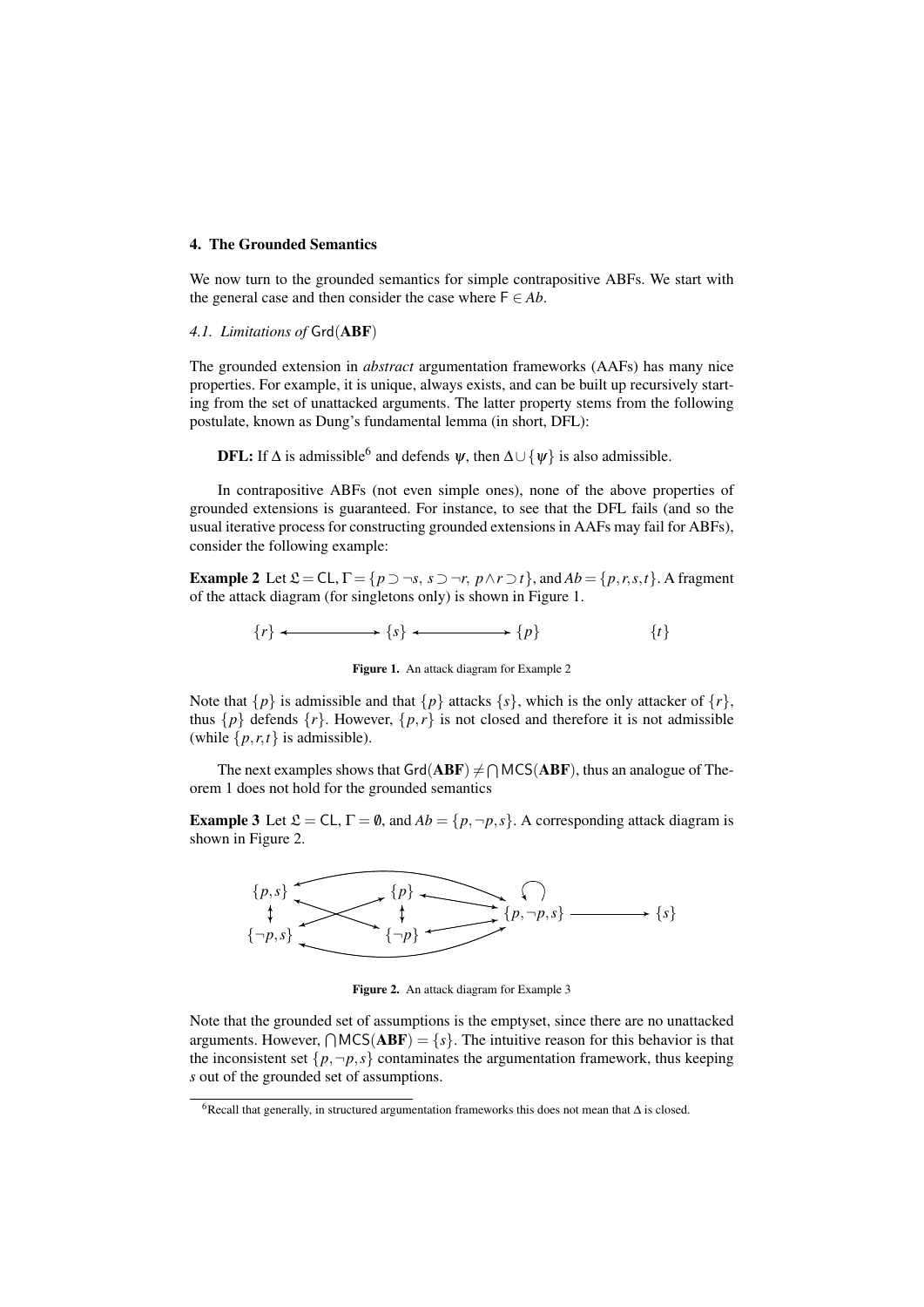## 4. The Grounded Semantics

We now turn to the grounded semantics for simple contrapositive ABFs. We start with the general case and then consider the case where $\mathsf{F} \in Ab$.

### *4.1. Limitations of* $\mathsf{Grd}(\mathbf{ABF})$

The grounded extension in *abstract* argumentation frameworks (AAFs) has many nice properties. For example, it is unique, always exists, and can be built up recursively starting from the set of unattacked arguments. The latter property stems from the following postulate, known as Dung's fundamental lemma (in short, DFL):

**DFL:** If $\Delta$ is admissible[6] and defends $\psi$, then $\Delta \cup \{\psi\}$ is also admissible.

In contrapositive ABFs (not even simple ones), none of the above properties of grounded extensions is guaranteed. For instance, to see that the DFL fails (and so the usual iterative process for constructing grounded extensions in AAFs may fail for ABFs), consider the following example:

**Example 2** Let $\mathfrak{L} = \mathsf{CL}$, $\Gamma = \{p \supset \neg s,\ s \supset \neg r,\ p \wedge r \supset t\}$, and $Ab = \{p, r, s, t\}$. A fragment of the attack diagram (for singletons only) is shown in Figure 1.

$\{r\}$ ⟷ $\{s\}$ ⟷ $\{p\}$ $\{t\}$

**Figure 1.** An attack diagram for Example 2

Note that $\{p\}$ is admissible and that $\{p\}$ attacks $\{s\}$, which is the only attacker of $\{r\}$, thus $\{p\}$ defends $\{r\}$. However, $\{p, r\}$ is not closed and therefore it is not admissible (while $\{p, r, t\}$ is admissible).

The next examples shows that $\mathsf{Grd}(\mathbf{ABF}) \neq \bigcap \mathsf{MCS}(\mathbf{ABF})$, thus an analogue of Theorem 1 does not hold for the grounded semantics

**Example 3** Let $\mathfrak{L} = \mathsf{CL}$, $\Gamma = \emptyset$, and $Ab = \{p, \neg p, s\}$. A corresponding attack diagram is shown in Figure 2.

$\{p,s\}$
$\{\neg p,s\}$
$\{p\}$
$\{\neg p\}$
$\{p,\neg p,s\}$
$\{s\}$

**Figure 2.** An attack diagram for Example 3

Note that the grounded set of assumptions is the emptyset, since there are no unattacked arguments. However, $\bigcap \mathsf{MCS}(\mathbf{ABF}) = \{s\}$. The intuitive reason for this behavior is that the inconsistent set $\{p, \neg p, s\}$ contaminates the argumentation framework, thus keeping $s$ out of the grounded set of assumptions.

[6] Recall that generally, in structured argumentation frameworks this does not mean that $\Delta$ is closed.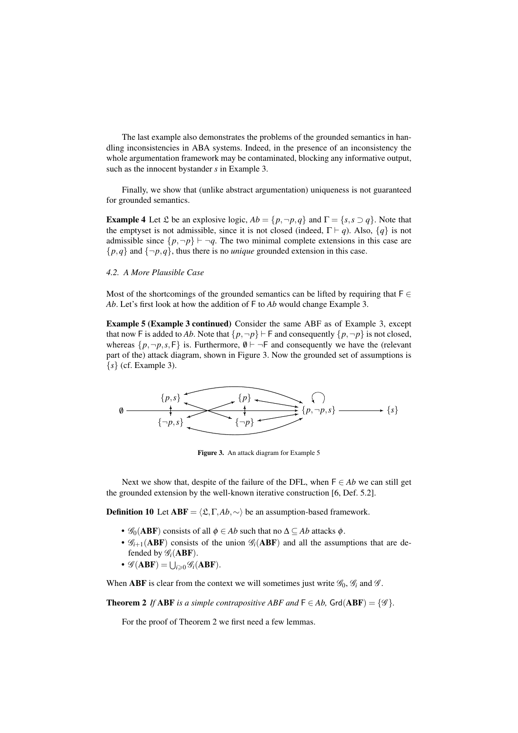The last example also demonstrates the problems of the grounded semantics in handling inconsistencies in ABA systems. Indeed, in the presence of an inconsistency the whole argumentation framework may be contaminated, blocking any informative output, such as the innocent bystander $s$ in Example 3.

Finally, we show that (unlike abstract argumentation) uniqueness is not guaranteed for grounded semantics.

**Example 4** Let $\mathfrak{L}$ be an explosive logic, $Ab = \{p, \neg p, q\}$ and $\Gamma = \{s, s \supset q\}$. Note that the emptyset is not admissible, since it is not closed (indeed, $\Gamma \vdash q$). Also, $\{q\}$ is not admissible since $\{p, \neg p\} \vdash \neg q$. The two minimal complete extensions in this case are $\{p, q\}$ and $\{\neg p, q\}$, thus there is no *unique* grounded extension in this case.

### *4.2. A More Plausible Case*

Most of the shortcomings of the grounded semantics can be lifted by requiring that $\mathsf{F} \in Ab$. Let's first look at how the addition of $\mathsf{F}$ to $Ab$ would change Example 3.

**Example 5 (Example 3 continued)** Consider the same ABF as of Example 3, except that now $\mathsf{F}$ is added to $Ab$. Note that $\{p, \neg p\} \vdash \mathsf{F}$ and consequently $\{p, \neg p\}$ is not closed, whereas $\{p, \neg p, s, \mathsf{F}\}$ is. Furthermore, $\emptyset \vdash \neg\mathsf{F}$ and consequently we have the (relevant part of the) attack diagram, shown in Figure 3. Now the grounded set of assumptions is $\{s\}$ (cf. Example 3).

$\{p,s\}$ $\{p\}$ $\emptyset$ $\{p,\neg p,s\}$ $\{s\}$ $\{\neg p,s\}$ $\{\neg p\}$

**Figure 3.** An attack diagram for Example 5

Next we show that, despite of the failure of the DFL, when $\mathsf{F} \in Ab$ we can still get the grounded extension by the well-known iterative construction [6, Def. 5.2].

**Definition 10** Let $\mathbf{ABF} = \langle \mathfrak{L}, \Gamma, Ab, \sim \rangle$ be an assumption-based framework.

- $\mathscr{G}_0(\mathbf{ABF})$ consists of all $\phi \in Ab$ such that no $\Delta \subseteq Ab$ attacks $\phi$.
- $\mathscr{G}_{i+1}(\mathbf{ABF})$ consists of the union $\mathscr{G}_i(\mathbf{ABF})$ and all the assumptions that are defended by $\mathscr{G}_i(\mathbf{ABF})$.
- $\mathscr{G}(\mathbf{ABF}) = \bigcup_{i \geqslant 0} \mathscr{G}_i(\mathbf{ABF})$.

When $\mathbf{ABF}$ is clear from the context we will sometimes just write $\mathscr{G}_0$, $\mathscr{G}_i$ and $\mathscr{G}$.

**Theorem 2** *If* $\mathbf{ABF}$ *is a simple contrapositive ABF and* $\mathsf{F} \in Ab$, $\mathsf{Grd}(\mathbf{ABF}) = \{\mathscr{G}\}$.

For the proof of Theorem 2 we first need a few lemmas.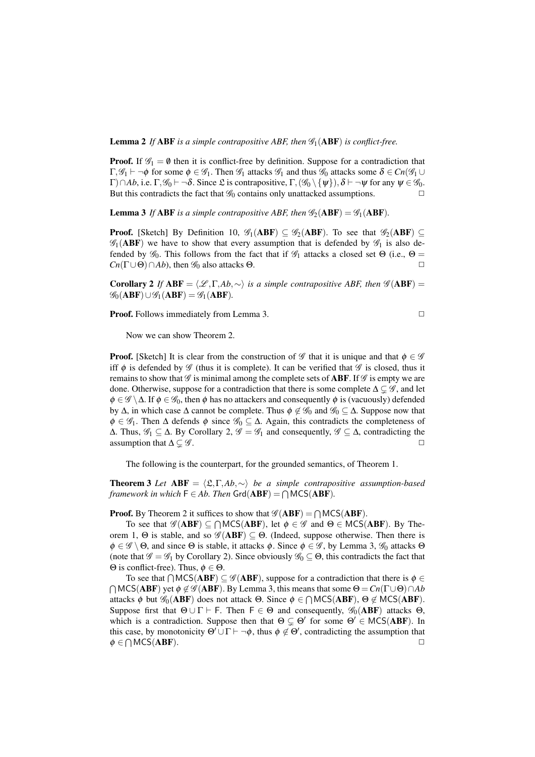**Lemma 2** *If* **ABF** *is a simple contrapositive ABF, then* $\mathscr{G}_1(\mathbf{ABF})$ *is conflict-free.*

**Proof.** If $\mathscr{G}_1 = \emptyset$ then it is conflict-free by definition. Suppose for a contradiction that $\Gamma, \mathscr{G}_1 \vdash \neg\phi$ for some $\phi \in \mathscr{G}_1$. Then $\mathscr{G}_1$ attacks $\mathscr{G}_1$ and thus $\mathscr{G}_0$ attacks some $\delta \in Cn(\mathscr{G}_1 \cup \Gamma) \cap Ab$, i.e. $\Gamma, \mathscr{G}_0 \vdash \neg\delta$. Since $\mathfrak{L}$ is contrapositive, $\Gamma, (\mathscr{G}_0 \setminus \{\psi\}), \delta \vdash \neg\psi$ for any $\psi \in \mathscr{G}_0$. But this contradicts the fact that $\mathscr{G}_0$ contains only unattacked assumptions. $\square$

**Lemma 3** *If* **ABF** *is a simple contrapositive ABF, then* $\mathscr{G}_2(\mathbf{ABF}) = \mathscr{G}_1(\mathbf{ABF})$.

**Proof.** [Sketch] By Definition 10, $\mathscr{G}_1(\mathbf{ABF}) \subseteq \mathscr{G}_2(\mathbf{ABF})$. To see that $\mathscr{G}_2(\mathbf{ABF}) \subseteq \mathscr{G}_1(\mathbf{ABF})$ we have to show that every assumption that is defended by $\mathscr{G}_1$ is also defended by $\mathscr{G}_0$. This follows from the fact that if $\mathscr{G}_1$ attacks a closed set $\Theta$ (i.e., $\Theta = Cn(\Gamma \cup \Theta) \cap Ab$), then $\mathscr{G}_0$ also attacks $\Theta$. $\square$

**Corollary 2** *If* $\mathbf{ABF} = \langle \mathscr{L}, \Gamma, Ab, \sim \rangle$ *is a simple contrapositive ABF, then* $\mathscr{G}(\mathbf{ABF}) = \mathscr{G}_0(\mathbf{ABF}) \cup \mathscr{G}_1(\mathbf{ABF}) = \mathscr{G}_1(\mathbf{ABF})$.

**Proof.** Follows immediately from Lemma 3. $\square$

Now we can show Theorem 2.

**Proof.** [Sketch] It is clear from the construction of $\mathscr{G}$ that it is unique and that $\phi \in \mathscr{G}$ iff $\phi$ is defended by $\mathscr{G}$ (thus it is complete). It can be verified that $\mathscr{G}$ is closed, thus it remains to show that $\mathscr{G}$ is minimal among the complete sets of **ABF**. If $\mathscr{G}$ is empty we are done. Otherwise, suppose for a contradiction that there is some complete $\Delta \subsetneq \mathscr{G}$, and let $\phi \in \mathscr{G} \setminus \Delta$. If $\phi \in \mathscr{G}_0$, then $\phi$ has no attackers and consequently $\phi$ is (vacuously) defended by $\Delta$, in which case $\Delta$ cannot be complete. Thus $\phi \notin \mathscr{G}_0$ and $\mathscr{G}_0 \subseteq \Delta$. Suppose now that $\phi \in \mathscr{G}_1$. Then $\Delta$ defends $\phi$ since $\mathscr{G}_0 \subseteq \Delta$. Again, this contradicts the completeness of $\Delta$. Thus, $\mathscr{G}_1 \subseteq \Delta$. By Corollary 2, $\mathscr{G} = \mathscr{G}_1$ and consequently, $\mathscr{G} \subseteq \Delta$, contradicting the assumption that $\Delta \subsetneq \mathscr{G}$. $\square$

The following is the counterpart, for the grounded semantics, of Theorem 1.

**Theorem 3** *Let* $\mathbf{ABF} = \langle \mathfrak{L}, \Gamma, Ab, \sim \rangle$ *be a simple contrapositive assumption-based framework in which* $\mathsf{F} \in Ab$. *Then* $\mathsf{Grd}(\mathbf{ABF}) = \bigcap \mathsf{MCS}(\mathbf{ABF})$.

**Proof.** By Theorem 2 it suffices to show that $\mathscr{G}(\mathbf{ABF}) = \bigcap \mathsf{MCS}(\mathbf{ABF})$.

To see that $\mathscr{G}(\mathbf{ABF}) \subseteq \bigcap \mathsf{MCS}(\mathbf{ABF})$, let $\phi \in \mathscr{G}$ and $\Theta \in \mathsf{MCS}(\mathbf{ABF})$. By Theorem 1, $\Theta$ is stable, and so $\mathscr{G}(\mathbf{ABF}) \subseteq \Theta$. (Indeed, suppose otherwise. Then there is $\phi \in \mathscr{G} \setminus \Theta$, and since $\Theta$ is stable, it attacks $\phi$. Since $\phi \in \mathscr{G}$, by Lemma 3, $\mathscr{G}_0$ attacks $\Theta$ (note that $\mathscr{G} = \mathscr{G}_1$ by Corollary 2). Since obviously $\mathscr{G}_0 \subseteq \Theta$, this contradicts the fact that $\Theta$ is conflict-free). Thus, $\phi \in \Theta$.

To see that $\bigcap \mathsf{MCS}(\mathbf{ABF}) \subseteq \mathscr{G}(\mathbf{ABF})$, suppose for a contradiction that there is $\phi \in \bigcap \mathsf{MCS}(\mathbf{ABF})$ yet $\phi \notin \mathscr{G}(\mathbf{ABF})$. By Lemma 3, this means that some $\Theta = Cn(\Gamma \cup \Theta) \cap Ab$ attacks $\phi$ but $\mathscr{G}_0(\mathbf{ABF})$ does not attack $\Theta$. Since $\phi \in \bigcap \mathsf{MCS}(\mathbf{ABF})$, $\Theta \notin \mathsf{MCS}(\mathbf{ABF})$. Suppose first that $\Theta \cup \Gamma \vdash \mathsf{F}$. Then $\mathsf{F} \in \Theta$ and consequently, $\mathscr{G}_0(\mathbf{ABF})$ attacks $\Theta$, which is a contradiction. Suppose then that $\Theta \subsetneq \Theta'$ for some $\Theta' \in \mathsf{MCS}(\mathbf{ABF})$. In this case, by monotonicity $\Theta' \cup \Gamma \vdash \neg\phi$, thus $\phi \notin \Theta'$, contradicting the assumption that $\phi \in \bigcap \mathsf{MCS}(\mathbf{ABF})$. $\square$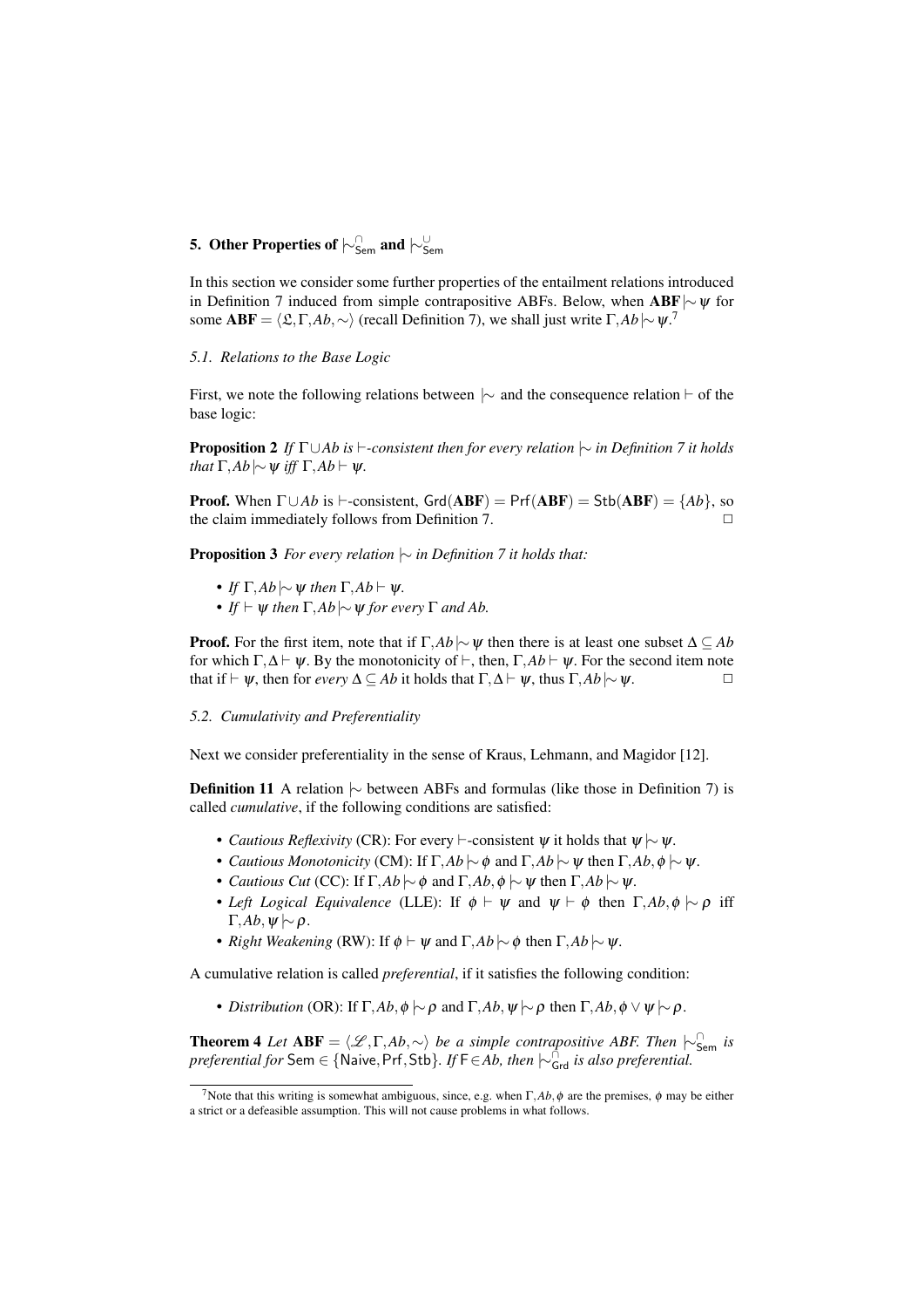## 5. Other Properties of $\mid\!\sim^{\cap}_{\mathsf{Sem}}$ and $\mid\!\sim^{\cup}_{\mathsf{Sem}}$

In this section we consider some further properties of the entailment relations introduced in Definition 7 induced from simple contrapositive ABFs. Below, when $\mathbf{ABF} \mid\!\sim \psi$ for some $\mathbf{ABF} = \langle \mathfrak{L}, \Gamma, Ab, \sim \rangle$ (recall Definition 7), we shall just write $\Gamma, Ab \mid\!\sim \psi$.[7]

### 5.1. Relations to the Base Logic

First, we note the following relations between $\mid\!\sim$ and the consequence relation $\vdash$ of the base logic:

**Proposition 2** *If $\Gamma \cup Ab$ is $\vdash$-consistent then for every relation $\mid\!\sim$ in Definition 7 it holds that $\Gamma, Ab \mid\!\sim \psi$ iff $\Gamma, Ab \vdash \psi$.*

**Proof.** When $\Gamma \cup Ab$ is $\vdash$-consistent, $\mathsf{Grd}(\mathbf{ABF}) = \mathsf{Prf}(\mathbf{ABF}) = \mathsf{Stb}(\mathbf{ABF}) = \{Ab\}$, so the claim immediately follows from Definition 7. $\square$

**Proposition 3** *For every relation $\mid\!\sim$ in Definition 7 it holds that:*

- *If $\Gamma, Ab \mid\!\sim \psi$ then $\Gamma, Ab \vdash \psi$.*
- *If $\vdash \psi$ then $\Gamma, Ab \mid\!\sim \psi$ for every $\Gamma$ and $Ab$.*

**Proof.** For the first item, note that if $\Gamma, Ab \mid\!\sim \psi$ then there is at least one subset $\Delta \subseteq Ab$ for which $\Gamma, \Delta \vdash \psi$. By the monotonicity of $\vdash$, then, $\Gamma, Ab \vdash \psi$. For the second item note that if $\vdash \psi$, then for *every* $\Delta \subseteq Ab$ it holds that $\Gamma, \Delta \vdash \psi$, thus $\Gamma, Ab \mid\!\sim \psi$. $\square$

### 5.2. Cumulativity and Preferentiality

Next we consider preferentiality in the sense of Kraus, Lehmann, and Magidor [12].

**Definition 11** A relation $\mid\!\sim$ between ABFs and formulas (like those in Definition 7) is called *cumulative*, if the following conditions are satisfied:

- *Cautious Reflexivity* (CR): For every $\vdash$-consistent $\psi$ it holds that $\psi \mid\!\sim \psi$.
- *Cautious Monotonicity* (CM): If $\Gamma, Ab \mid\!\sim \phi$ and $\Gamma, Ab \mid\!\sim \psi$ then $\Gamma, Ab, \phi \mid\!\sim \psi$.
- *Cautious Cut* (CC): If $\Gamma, Ab \mid\!\sim \phi$ and $\Gamma, Ab, \phi \mid\!\sim \psi$ then $\Gamma, Ab \mid\!\sim \psi$.
- *Left Logical Equivalence* (LLE): If $\phi \vdash \psi$ and $\psi \vdash \phi$ then $\Gamma, Ab, \phi \mid\!\sim \rho$ iff $\Gamma, Ab, \psi \mid\!\sim \rho$.
- *Right Weakening* (RW): If $\phi \vdash \psi$ and $\Gamma, Ab \mid\!\sim \phi$ then $\Gamma, Ab \mid\!\sim \psi$.

A cumulative relation is called *preferential*, if it satisfies the following condition:

- *Distribution* (OR): If $\Gamma, Ab, \phi \mid\!\sim \rho$ and $\Gamma, Ab, \psi \mid\!\sim \rho$ then $\Gamma, Ab, \phi \vee \psi \mid\!\sim \rho$.

**Theorem 4** *Let $\mathbf{ABF} = \langle \mathscr{L}, \Gamma, Ab, \sim \rangle$ be a simple contrapositive ABF. Then $\mid\!\sim^{\cap}_{\mathsf{Sem}}$ is preferential for $\mathsf{Sem} \in \{\mathsf{Naive}, \mathsf{Prf}, \mathsf{Stb}\}$. If $\mathsf{F} \in Ab$, then $\mid\!\sim^{\cap}_{\mathsf{Grd}}$ is also preferential.*

[7] Note that this writing is somewhat ambiguous, since, e.g. when $\Gamma, Ab, \phi$ are the premises, $\phi$ may be either a strict or a defeasible assumption. This will not cause problems in what follows.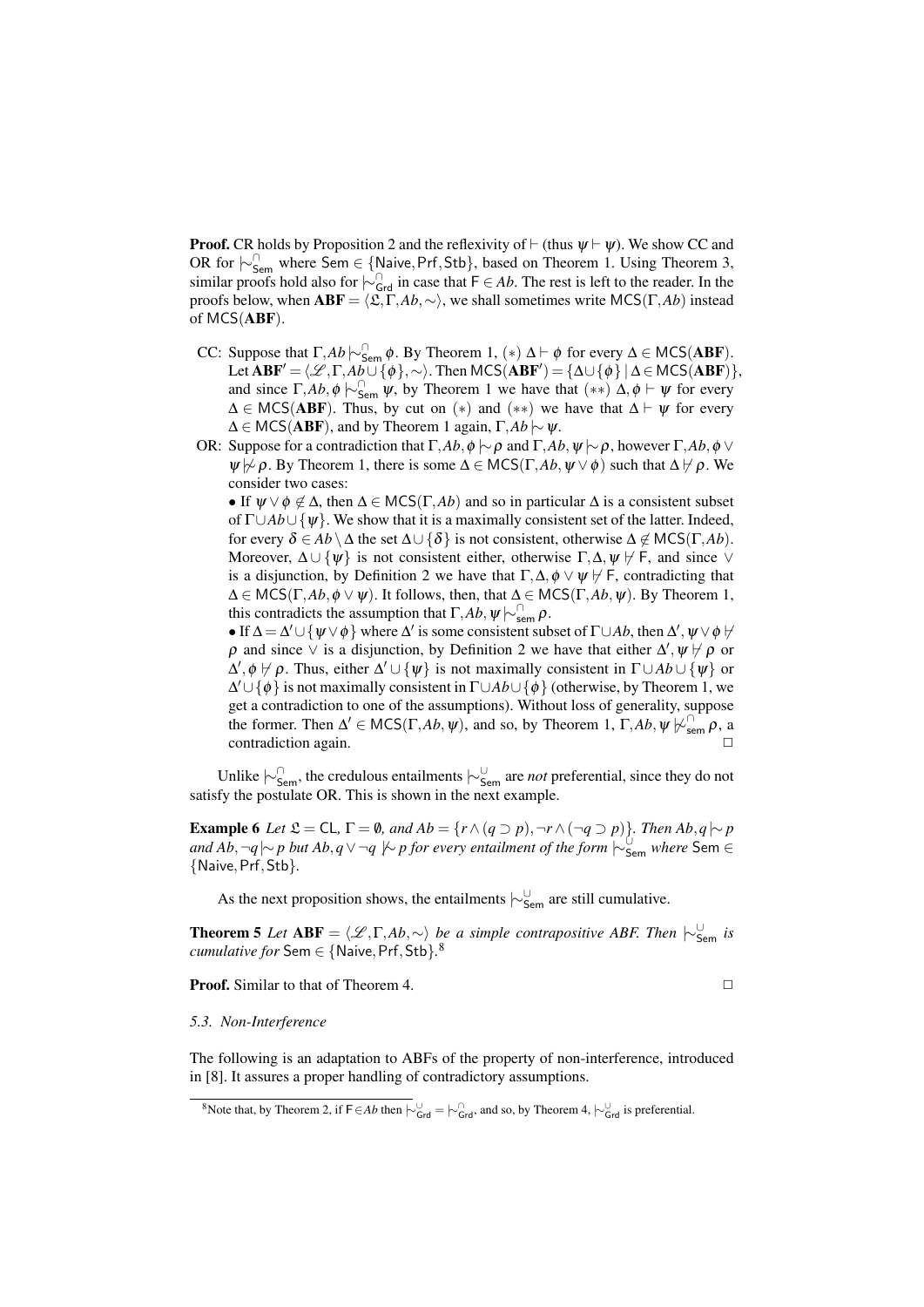**Proof.** CR holds by Proposition 2 and the reflexivity of $\vdash$ (thus $\psi \vdash \psi$). We show CC and OR for $\mathrel{|\!\sim}^{\cap}_{\mathsf{Sem}}$ where $\mathsf{Sem} \in \{\mathsf{Naive}, \mathsf{Prf}, \mathsf{Stb}\}$, based on Theorem 1. Using Theorem 3, similar proofs hold also for $\mathrel{|\!\sim}^{\cap}_{\mathsf{Grd}}$ in case that $\mathsf{F} \in Ab$. The rest is left to the reader. In the proofs below, when $\mathbf{ABF} = \langle \mathfrak{L}, \Gamma, Ab, \sim \rangle$, we shall sometimes write $\mathsf{MCS}(\Gamma, Ab)$ instead of $\mathsf{MCS}(\mathbf{ABF})$.

- CC: Suppose that $\Gamma, Ab \mathrel{|\!\sim}^{\cap}_{\mathsf{Sem}} \phi$. By Theorem 1, $(*)$ $\Delta \vdash \phi$ for every $\Delta \in \mathsf{MCS}(\mathbf{ABF})$. Let $\mathbf{ABF}' = \langle \mathscr{L}, \Gamma, Ab \cup \{\phi\}, \sim \rangle$. Then $\mathsf{MCS}(\mathbf{ABF}') = \{\Delta \cup \{\phi\} \mid \Delta \in \mathsf{MCS}(\mathbf{ABF})\}$, and since $\Gamma, Ab, \phi \mathrel{|\!\sim}^{\cap}_{\mathsf{Sem}} \psi$, by Theorem 1 we have that $(**)$ $\Delta, \phi \vdash \psi$ for every $\Delta \in \mathsf{MCS}(\mathbf{ABF})$. Thus, by cut on $(*)$ and $(**)$ we have that $\Delta \vdash \psi$ for every $\Delta \in \mathsf{MCS}(\mathbf{ABF})$, and by Theorem 1 again, $\Gamma, Ab \mathrel{|\!\sim} \psi$.
- OR: Suppose for a contradiction that $\Gamma, Ab, \phi \mathrel{|\!\sim} \rho$ and $\Gamma, Ab, \psi \mathrel{|\!\sim} \rho$, however $\Gamma, Ab, \phi \vee \psi \not\mathrel{|\!\sim} \rho$. By Theorem 1, there is some $\Delta \in \mathsf{MCS}(\Gamma, Ab, \psi \vee \phi)$ such that $\Delta \not\vdash \rho$. We consider two cases:

  • If $\psi \vee \phi \notin \Delta$, then $\Delta \in \mathsf{MCS}(\Gamma, Ab)$ and so in particular $\Delta$ is a consistent subset of $\Gamma \cup Ab \cup \{\psi\}$. We show that it is a maximally consistent set of the latter. Indeed, for every $\delta \in Ab \setminus \Delta$ the set $\Delta \cup \{\delta\}$ is not consistent, otherwise $\Delta \notin \mathsf{MCS}(\Gamma, Ab)$. Moreover, $\Delta \cup \{\psi\}$ is not consistent either, otherwise $\Gamma, \Delta, \psi \not\vdash \mathsf{F}$, and since $\vee$ is a disjunction, by Definition 2 we have that $\Gamma, \Delta, \phi \vee \psi \not\vdash \mathsf{F}$, contradicting that $\Delta \in \mathsf{MCS}(\Gamma, Ab, \phi \vee \psi)$. It follows, then, that $\Delta \in \mathsf{MCS}(\Gamma, Ab, \psi)$. By Theorem 1, this contradicts the assumption that $\Gamma, Ab, \psi \mathrel{|\!\sim}^{\cap}_{\mathsf{sem}} \rho$.

  • If $\Delta = \Delta' \cup \{\psi \vee \phi\}$ where $\Delta'$ is some consistent subset of $\Gamma \cup Ab$, then $\Delta', \psi \vee \phi \not\vdash \rho$ and since $\vee$ is a disjunction, by Definition 2 we have that either $\Delta', \psi \not\vdash \rho$ or $\Delta', \phi \not\vdash \rho$. Thus, either $\Delta' \cup \{\psi\}$ is not maximally consistent in $\Gamma \cup Ab \cup \{\psi\}$ or $\Delta' \cup \{\phi\}$ is not maximally consistent in $\Gamma \cup Ab \cup \{\phi\}$ (otherwise, by Theorem 1, we get a contradiction to one of the assumptions). Without loss of generality, suppose the former. Then $\Delta' \in \mathsf{MCS}(\Gamma, Ab, \psi)$, and so, by Theorem 1, $\Gamma, Ab, \psi \not\mathrel{|\!\sim}^{\cap}_{\mathsf{sem}} \rho$, a contradiction again. $\square$

Unlike $\mathrel{|\!\sim}^{\cap}_{\mathsf{Sem}}$, the credulous entailments $\mathrel{|\!\sim}^{\cup}_{\mathsf{Sem}}$ are *not* preferential, since they do not satisfy the postulate OR. This is shown in the next example.

**Example 6** *Let $\mathfrak{L} = \mathsf{CL}$, $\Gamma = \emptyset$, and $Ab = \{r \wedge (q \supset p), \neg r \wedge (\neg q \supset p)\}$. Then $Ab, q \mathrel{|\!\sim} p$ and $Ab, \neg q \mathrel{|\!\sim} p$ but $Ab, q \vee \neg q \not\mathrel{|\!\sim} p$ for every entailment of the form $\mathrel{|\!\sim}^{\cup}_{\mathsf{Sem}}$ where $\mathsf{Sem} \in \{\mathsf{Naive}, \mathsf{Prf}, \mathsf{Stb}\}$.*

As the next proposition shows, the entailments $\mathrel{|\!\sim}^{\cup}_{\mathsf{Sem}}$ are still cumulative.

**Theorem 5** *Let $\mathbf{ABF} = \langle \mathscr{L}, \Gamma, Ab, \sim \rangle$ be a simple contrapositive ABF. Then $\mathrel{|\!\sim}^{\cup}_{\mathsf{Sem}}$ is cumulative for $\mathsf{Sem} \in \{\mathsf{Naive}, \mathsf{Prf}, \mathsf{Stb}\}$.*[8]

**Proof.** Similar to that of Theorem 4. $\square$

### 5.3. Non-Interference

The following is an adaptation to ABFs of the property of non-interference, introduced in [8]. It assures a proper handling of contradictory assumptions.

[8] Note that, by Theorem 2, if $\mathsf{F} \in Ab$ then $\mathrel{|\!\sim}^{\cup}_{\mathsf{Grd}} = \mathrel{|\!\sim}^{\cap}_{\mathsf{Grd}}$, and so, by Theorem 4, $\mathrel{|\!\sim}^{\cup}_{\mathsf{Grd}}$ is preferential.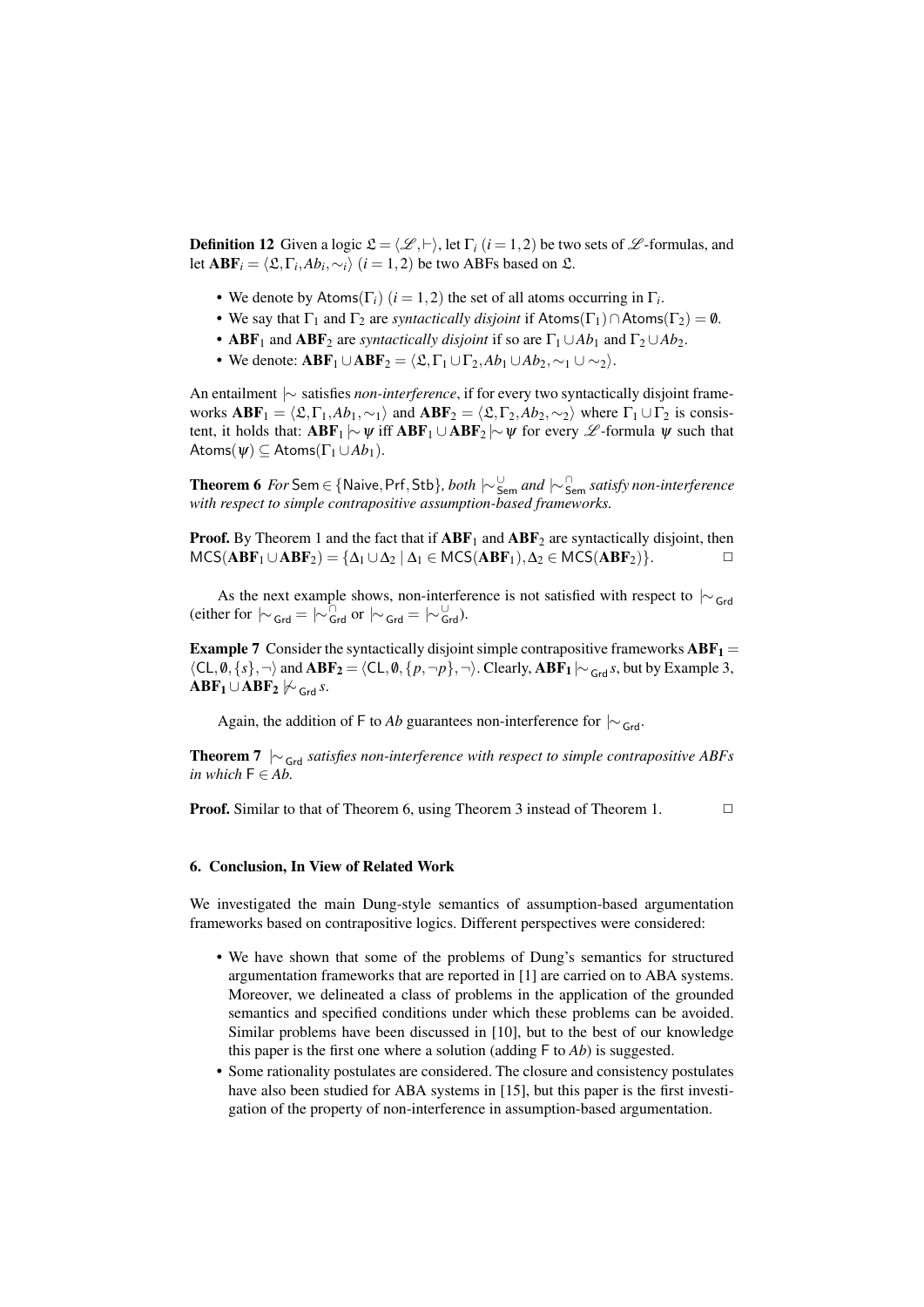**Definition 12** Given a logic $\mathfrak{L} = \langle \mathscr{L}, \vdash \rangle$, let $\Gamma_i$ $(i = 1,2)$ be two sets of $\mathscr{L}$-formulas, and let $\mathbf{ABF}_i = \langle \mathfrak{L}, \Gamma_i, Ab_i, \sim_i \rangle$ $(i = 1,2)$ be two ABFs based on $\mathfrak{L}$.

- We denote by $\mathsf{Atoms}(\Gamma_i)$ $(i = 1,2)$ the set of all atoms occurring in $\Gamma_i$.
- We say that $\Gamma_1$ and $\Gamma_2$ are *syntactically disjoint* if $\mathsf{Atoms}(\Gamma_1) \cap \mathsf{Atoms}(\Gamma_2) = \emptyset$.
- $\mathbf{ABF}_1$ and $\mathbf{ABF}_2$ are *syntactically disjoint* if so are $\Gamma_1 \cup Ab_1$ and $\Gamma_2 \cup Ab_2$.
- We denote: $\mathbf{ABF}_1 \cup \mathbf{ABF}_2 = \langle \mathfrak{L}, \Gamma_1 \cup \Gamma_2, Ab_1 \cup Ab_2, \sim_1 \cup \sim_2 \rangle$.

An entailment $\mid\!\sim$ satisfies *non-interference*, if for every two syntactically disjoint frameworks $\mathbf{ABF}_1 = \langle \mathfrak{L}, \Gamma_1, Ab_1, \sim_1 \rangle$ and $\mathbf{ABF}_2 = \langle \mathfrak{L}, \Gamma_2, Ab_2, \sim_2 \rangle$ where $\Gamma_1 \cup \Gamma_2$ is consistent, it holds that: $\mathbf{ABF}_1 \mid\!\sim \psi$ iff $\mathbf{ABF}_1 \cup \mathbf{ABF}_2 \mid\!\sim \psi$ for every $\mathscr{L}$-formula $\psi$ such that $\mathsf{Atoms}(\psi) \subseteq \mathsf{Atoms}(\Gamma_1 \cup Ab_1)$.

**Theorem 6** *For* $\mathsf{Sem} \in \{\mathsf{Naive}, \mathsf{Prf}, \mathsf{Stb}\}$*, both* $\mid\!\sim^{\cup}_{\mathsf{Sem}}$ *and* $\mid\!\sim^{\cap}_{\mathsf{Sem}}$ *satisfy non-interference with respect to simple contrapositive assumption-based frameworks.*

**Proof.** By Theorem 1 and the fact that if $\mathbf{ABF}_1$ and $\mathbf{ABF}_2$ are syntactically disjoint, then $\mathsf{MCS}(\mathbf{ABF}_1 \cup \mathbf{ABF}_2) = \{\Delta_1 \cup \Delta_2 \mid \Delta_1 \in \mathsf{MCS}(\mathbf{ABF}_1), \Delta_2 \in \mathsf{MCS}(\mathbf{ABF}_2)\}$. $\square$

As the next example shows, non-interference is not satisfied with respect to $\mid\!\sim_{\mathsf{Grd}}$ (either for $\mid\!\sim_{\mathsf{Grd}} = \mid\!\sim^{\cap}_{\mathsf{Grd}}$ or $\mid\!\sim_{\mathsf{Grd}} = \mid\!\sim^{\cup}_{\mathsf{Grd}}$).

**Example 7** Consider the syntactically disjoint simple contrapositive frameworks $\mathbf{ABF_1} = \langle \mathsf{CL}, \emptyset, \{s\}, \neg \rangle$ and $\mathbf{ABF_2} = \langle \mathsf{CL}, \emptyset, \{p, \neg p\}, \neg \rangle$. Clearly, $\mathbf{ABF_1} \mid\!\sim_{\mathsf{Grd}} s$, but by Example 3, $\mathbf{ABF_1} \cup \mathbf{ABF_2} \not\mid\!\sim_{\mathsf{Grd}} s$.

Again, the addition of $\mathsf{F}$ to *Ab* guarantees non-interference for $\mid\!\sim_{\mathsf{Grd}}$.

**Theorem 7** $\mid\!\sim_{\mathsf{Grd}}$ *satisfies non-interference with respect to simple contrapositive ABFs in which* $\mathsf{F} \in Ab$.

**Proof.** Similar to that of Theorem 6, using Theorem 3 instead of Theorem 1. $\square$

## 6. Conclusion, In View of Related Work

We investigated the main Dung-style semantics of assumption-based argumentation frameworks based on contrapositive logics. Different perspectives were considered:

- We have shown that some of the problems of Dung's semantics for structured argumentation frameworks that are reported in [1] are carried on to ABA systems. Moreover, we delineated a class of problems in the application of the grounded semantics and specified conditions under which these problems can be avoided. Similar problems have been discussed in [10], but to the best of our knowledge this paper is the first one where a solution (adding $\mathsf{F}$ to *Ab*) is suggested.
- Some rationality postulates are considered. The closure and consistency postulates have also been studied for ABA systems in [15], but this paper is the first investigation of the property of non-interference in assumption-based argumentation.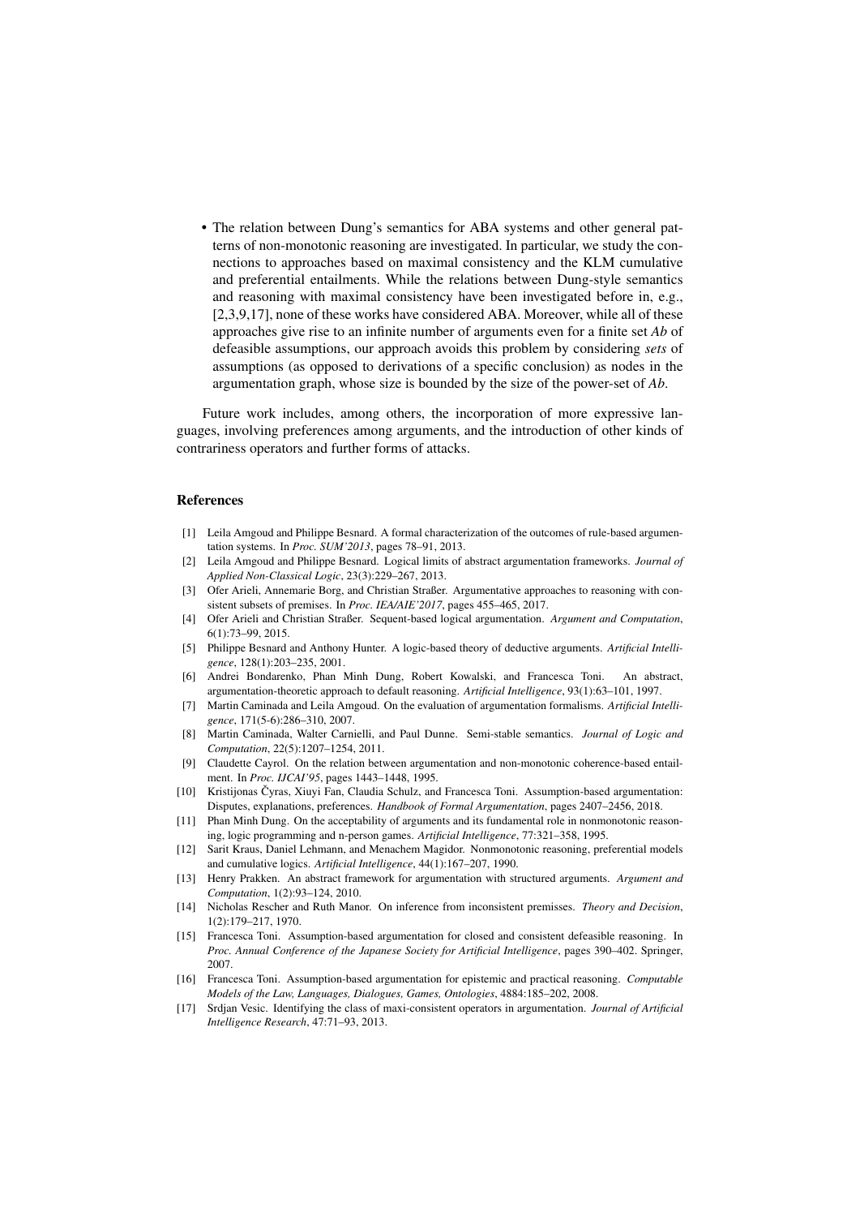- The relation between Dung's semantics for ABA systems and other general patterns of non-monotonic reasoning are investigated. In particular, we study the connections to approaches based on maximal consistency and the KLM cumulative and preferential entailments. While the relations between Dung-style semantics and reasoning with maximal consistency have been investigated before in, e.g., [2,3,9,17], none of these works have considered ABA. Moreover, while all of these approaches give rise to an infinite number of arguments even for a finite set *Ab* of defeasible assumptions, our approach avoids this problem by considering *sets* of assumptions (as opposed to derivations of a specific conclusion) as nodes in the argumentation graph, whose size is bounded by the size of the power-set of *Ab*.

Future work includes, among others, the incorporation of more expressive languages, involving preferences among arguments, and the introduction of other kinds of contrariness operators and further forms of attacks.

## References

[1] Leila Amgoud and Philippe Besnard. A formal characterization of the outcomes of rule-based argumentation systems. In *Proc. SUM'2013*, pages 78–91, 2013.

[2] Leila Amgoud and Philippe Besnard. Logical limits of abstract argumentation frameworks. *Journal of Applied Non-Classical Logic*, 23(3):229–267, 2013.

[3] Ofer Arieli, Annemarie Borg, and Christian Straßer. Argumentative approaches to reasoning with consistent subsets of premises. In *Proc. IEA/AIE'2017*, pages 455–465, 2017.

[4] Ofer Arieli and Christian Straßer. Sequent-based logical argumentation. *Argument and Computation*, 6(1):73–99, 2015.

[5] Philippe Besnard and Anthony Hunter. A logic-based theory of deductive arguments. *Artificial Intelligence*, 128(1):203–235, 2001.

[6] Andrei Bondarenko, Phan Minh Dung, Robert Kowalski, and Francesca Toni. An abstract, argumentation-theoretic approach to default reasoning. *Artificial Intelligence*, 93(1):63–101, 1997.

[7] Martin Caminada and Leila Amgoud. On the evaluation of argumentation formalisms. *Artificial Intelligence*, 171(5-6):286–310, 2007.

[8] Martin Caminada, Walter Carnielli, and Paul Dunne. Semi-stable semantics. *Journal of Logic and Computation*, 22(5):1207–1254, 2011.

[9] Claudette Cayrol. On the relation between argumentation and non-monotonic coherence-based entailment. In *Proc. IJCAI'95*, pages 1443–1448, 1995.

[10] Kristijonas Čyras, Xiuyi Fan, Claudia Schulz, and Francesca Toni. Assumption-based argumentation: Disputes, explanations, preferences. *Handbook of Formal Argumentation*, pages 2407–2456, 2018.

[11] Phan Minh Dung. On the acceptability of arguments and its fundamental role in nonmonotonic reasoning, logic programming and n-person games. *Artificial Intelligence*, 77:321–358, 1995.

[12] Sarit Kraus, Daniel Lehmann, and Menachem Magidor. Nonmonotonic reasoning, preferential models and cumulative logics. *Artificial Intelligence*, 44(1):167–207, 1990.

[13] Henry Prakken. An abstract framework for argumentation with structured arguments. *Argument and Computation*, 1(2):93–124, 2010.

[14] Nicholas Rescher and Ruth Manor. On inference from inconsistent premisses. *Theory and Decision*, 1(2):179–217, 1970.

[15] Francesca Toni. Assumption-based argumentation for closed and consistent defeasible reasoning. In *Proc. Annual Conference of the Japanese Society for Artificial Intelligence*, pages 390–402. Springer, 2007.

[16] Francesca Toni. Assumption-based argumentation for epistemic and practical reasoning. *Computable Models of the Law, Languages, Dialogues, Games, Ontologies*, 4884:185–202, 2008.

[17] Srdjan Vesic. Identifying the class of maxi-consistent operators in argumentation. *Journal of Artificial Intelligence Research*, 47:71–93, 2013.